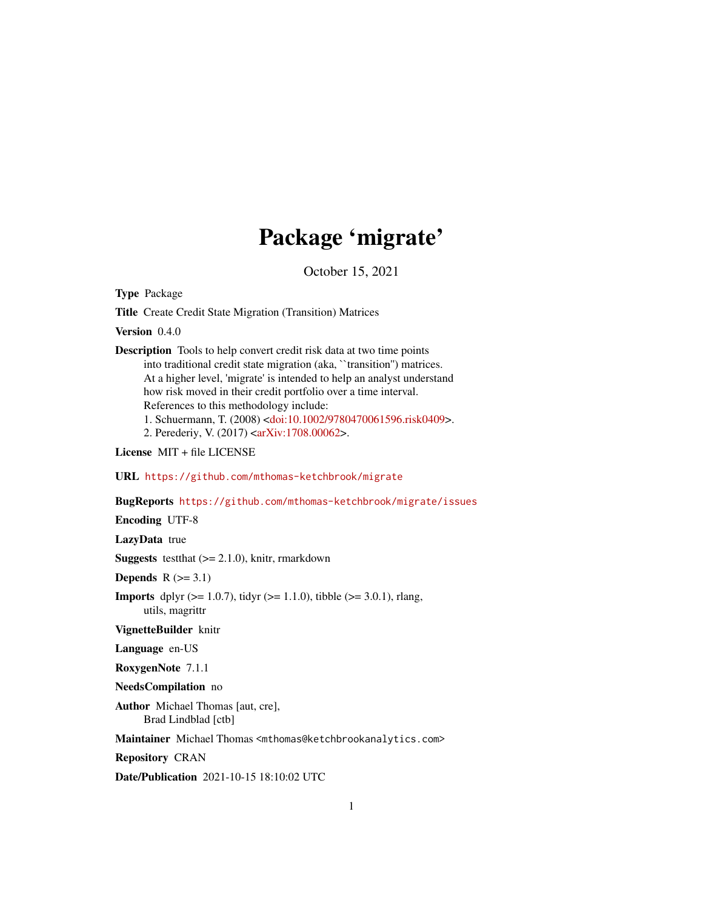# Package 'migrate'

October 15, 2021

**Type** Package

**Title** Create Credit State Migration (Transition) Matrices

**Version** 0.4.0

**Description** Tools to help convert credit risk data at two time points into traditional credit state migration (aka, ``transition'') matrices. At a higher level, 'migrate' is intended to help an analyst understand how risk moved in their credit portfolio over a time interval. References to this methodology include:
1. Schuermann, T. (2008) <doi:10.1002/9780470061596.risk0409>.
2. Perederiy, V. (2017) <arXiv:1708.00062>.

**License** MIT + file LICENSE

**URL** https://github.com/mthomas-ketchbrook/migrate

**BugReports** https://github.com/mthomas-ketchbrook/migrate/issues

**Encoding** UTF-8

**LazyData** true

**Suggests** testthat (>= 2.1.0), knitr, rmarkdown

**Depends** R (>= 3.1)

**Imports** dplyr (>= 1.0.7), tidyr (>= 1.1.0), tibble (>= 3.0.1), rlang, utils, magrittr

**VignetteBuilder** knitr

**Language** en-US

**RoxygenNote** 7.1.1

**NeedsCompilation** no

**Author** Michael Thomas [aut, cre], Brad Lindblad [ctb]

**Maintainer** Michael Thomas <mthomas@ketchbrookanalytics.com>

**Repository** CRAN

**Date/Publication** 2021-10-15 18:10:02 UTC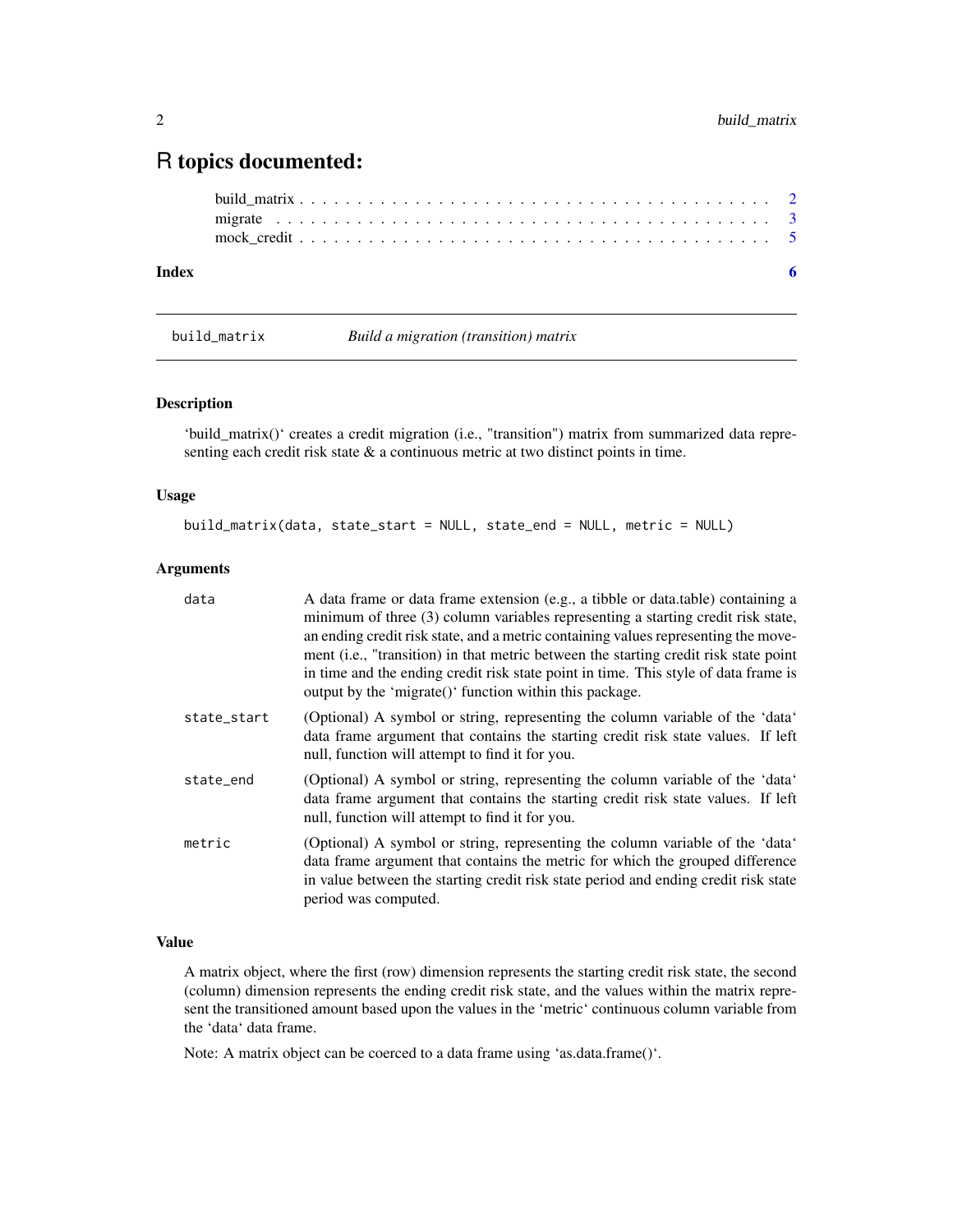# R topics documented:

build_matrix . . . . . . . . . . . . . . . . . . . . . . . . . . . . . . . . . . . . . . 2
migrate . . . . . . . . . . . . . . . . . . . . . . . . . . . . . . . . . . . . . . . . . 3
mock_credit . . . . . . . . . . . . . . . . . . . . . . . . . . . . . . . . . . . . . . . 5

**Index** **6**

---

build_matrix *Build a migration (transition) matrix*

---

### Description

'build_matrix()' creates a credit migration (i.e., "transition") matrix from summarized data representing each credit risk state & a continuous metric at two distinct points in time.

### Usage

```
build_matrix(data, state_start = NULL, state_end = NULL, metric = NULL)
```

### Arguments

| | |
|---|---|
| data | A data frame or data frame extension (e.g., a tibble or data.table) containing a minimum of three (3) column variables representing a starting credit risk state, an ending credit risk state, and a metric containing values representing the movement (i.e., "transition) in that metric between the starting credit risk state point in time and the ending credit risk state point in time. This style of data frame is output by the 'migrate()' function within this package. |
| state_start | (Optional) A symbol or string, representing the column variable of the 'data' data frame argument that contains the starting credit risk state values. If left null, function will attempt to find it for you. |
| state_end | (Optional) A symbol or string, representing the column variable of the 'data' data frame argument that contains the starting credit risk state values. If left null, function will attempt to find it for you. |
| metric | (Optional) A symbol or string, representing the column variable of the 'data' data frame argument that contains the metric for which the grouped difference in value between the starting credit risk state period and ending credit risk state period was computed. |

### Value

A matrix object, where the first (row) dimension represents the starting credit risk state, the second (column) dimension represents the ending credit risk state, and the values within the matrix represent the transitioned amount based upon the values in the 'metric' continuous column variable from the 'data' data frame.

Note: A matrix object can be coerced to a data frame using 'as.data.frame()'.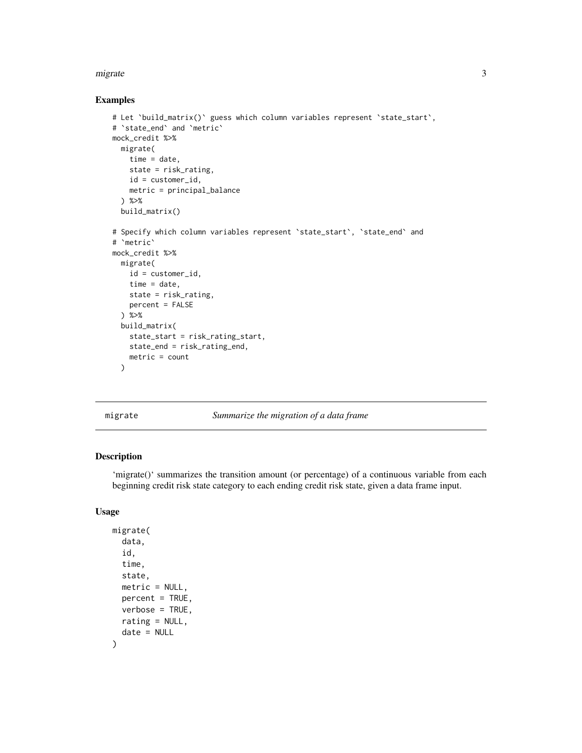## Examples

```
# Let `build_matrix()` guess which column variables represent `state_start`,
# `state_end` and `metric`
mock_credit %>%
  migrate(
    time = date,
    state = risk_rating,
    id = customer_id,
    metric = principal_balance
  ) %>%
  build_matrix()

# Specify which column variables represent `state_start`, `state_end` and
# `metric`
mock_credit %>%
  migrate(
    id = customer_id,
    time = date,
    state = risk_rating,
    percent = FALSE
  ) %>%
  build_matrix(
    state_start = risk_rating_start,
    state_end = risk_rating_end,
    metric = count
  )
```

---

`migrate` *Summarize the migration of a data frame*

---

## Description

'migrate()' summarizes the transition amount (or percentage) of a continuous variable from each beginning credit risk state category to each ending credit risk state, given a data frame input.

## Usage

```
migrate(
  data,
  id,
  time,
  state,
  metric = NULL,
  percent = TRUE,
  verbose = TRUE,
  rating = NULL,
  date = NULL
)
```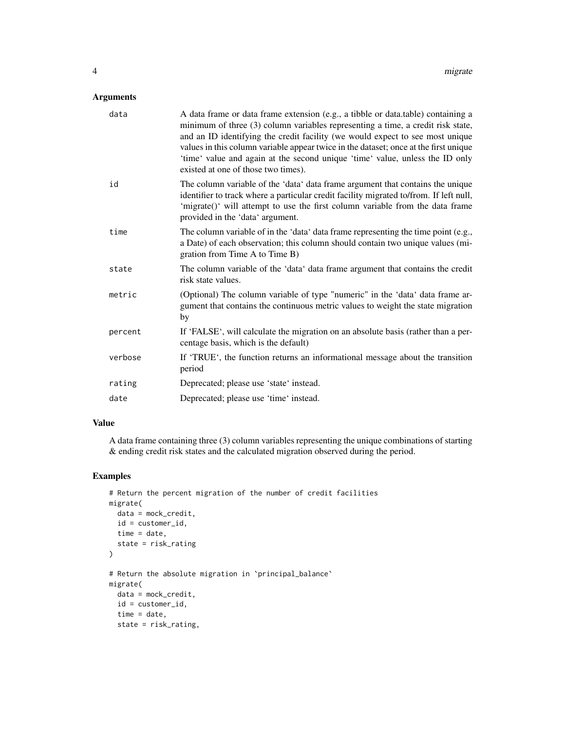## Arguments

| | |
|---|---|
| data | A data frame or data frame extension (e.g., a tibble or data.table) containing a minimum of three (3) column variables representing a time, a credit risk state, and an ID identifying the credit facility (we would expect to see most unique values in this column variable appear twice in the dataset; once at the first unique 'time' value and again at the second unique 'time' value, unless the ID only existed at one of those two times). |
| id | The column variable of the 'data' data frame argument that contains the unique identifier to track where a particular credit facility migrated to/from. If left null, 'migrate()' will attempt to use the first column variable from the data frame provided in the 'data' argument. |
| time | The column variable of in the 'data' data frame representing the time point (e.g., a Date) of each observation; this column should contain two unique values (migration from Time A to Time B) |
| state | The column variable of the 'data' data frame argument that contains the credit risk state values. |
| metric | (Optional) The column variable of type "numeric" in the 'data' data frame argument that contains the continuous metric values to weight the state migration by |
| percent | If 'FALSE', will calculate the migration on an absolute basis (rather than a percentage basis, which is the default) |
| verbose | If 'TRUE', the function returns an informational message about the transition period |
| rating | Deprecated; please use 'state' instead. |
| date | Deprecated; please use 'time' instead. |

## Value

A data frame containing three (3) column variables representing the unique combinations of starting & ending credit risk states and the calculated migration observed during the period.

## Examples

```
# Return the percent migration of the number of credit facilities
migrate(
  data = mock_credit,
  id = customer_id,
  time = date,
  state = risk_rating
)

# Return the absolute migration in `principal_balance`
migrate(
  data = mock_credit,
  id = customer_id,
  time = date,
  state = risk_rating,
```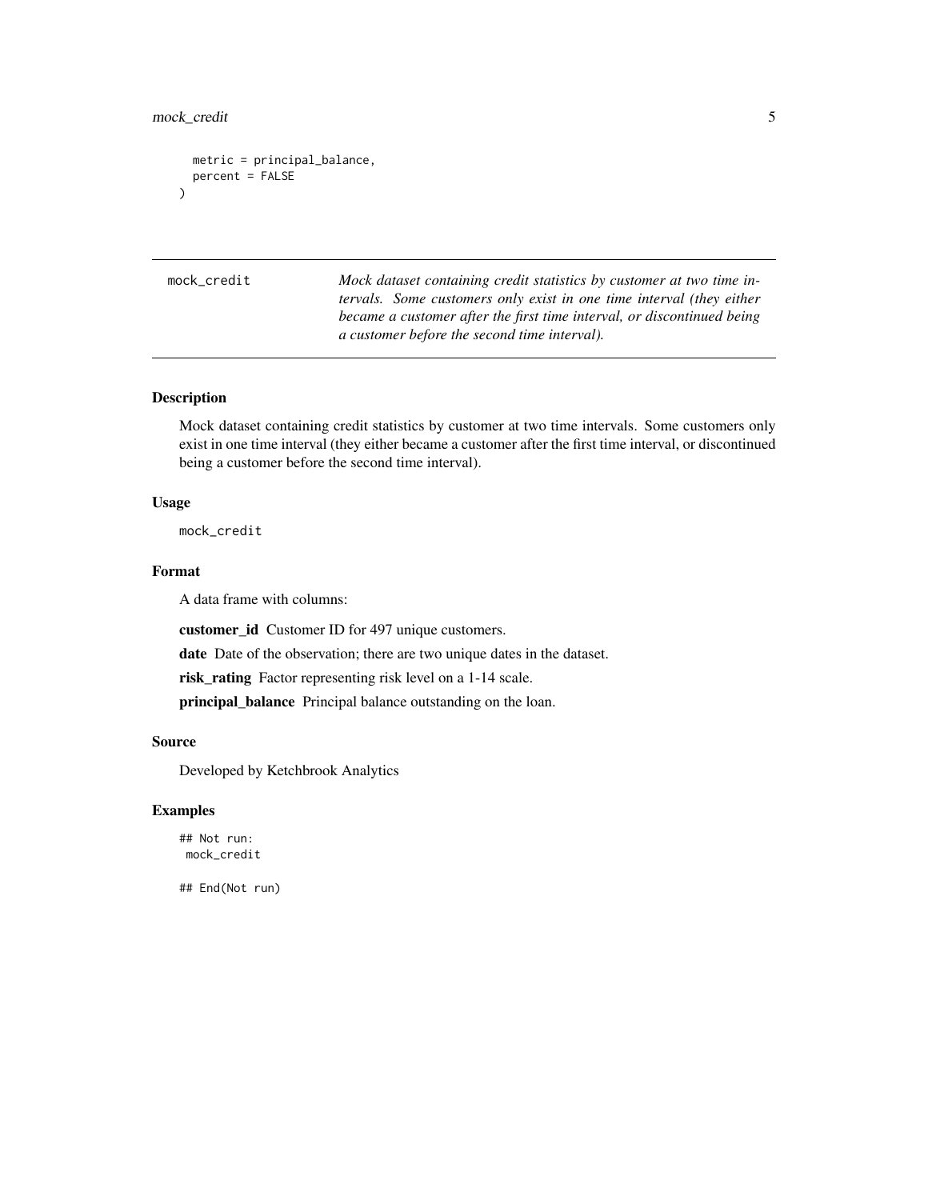```
  metric = principal_balance,
  percent = FALSE
)
```

---

`mock_credit` *Mock dataset containing credit statistics by customer at two time intervals. Some customers only exist in one time interval (they either became a customer after the first time interval, or discontinued being a customer before the second time interval).*

---

## Description

Mock dataset containing credit statistics by customer at two time intervals. Some customers only exist in one time interval (they either became a customer after the first time interval, or discontinued being a customer before the second time interval).

## Usage

```
mock_credit
```

## Format

A data frame with columns:

**customer_id** Customer ID for 497 unique customers.

**date** Date of the observation; there are two unique dates in the dataset.

**risk_rating** Factor representing risk level on a 1-14 scale.

**principal_balance** Principal balance outstanding on the loan.

## Source

Developed by Ketchbrook Analytics

## Examples

```
## Not run:
 mock_credit

## End(Not run)
```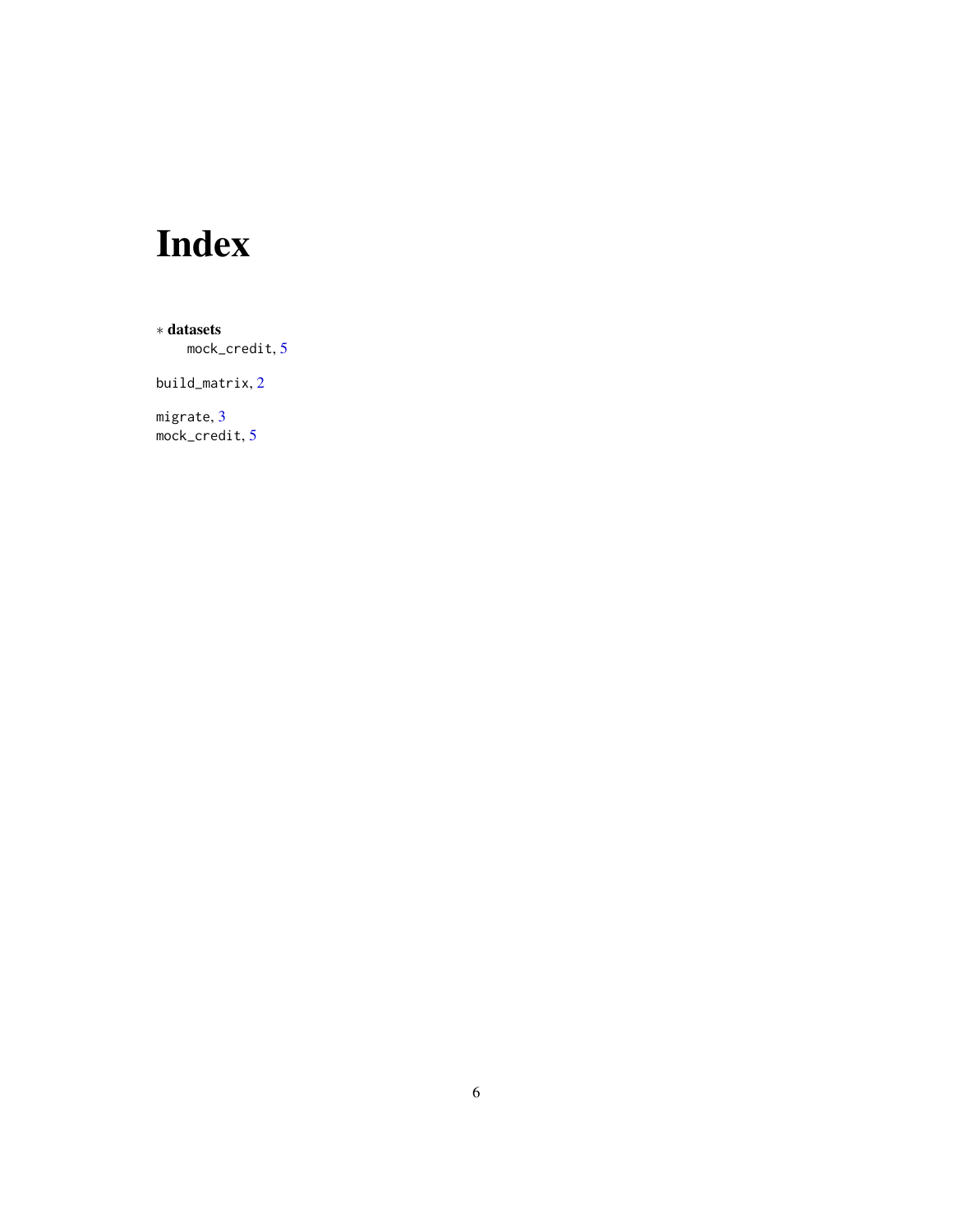# Index

∗ **datasets**
    mock_credit, 5

build_matrix, 2

migrate, 3
mock_credit, 5